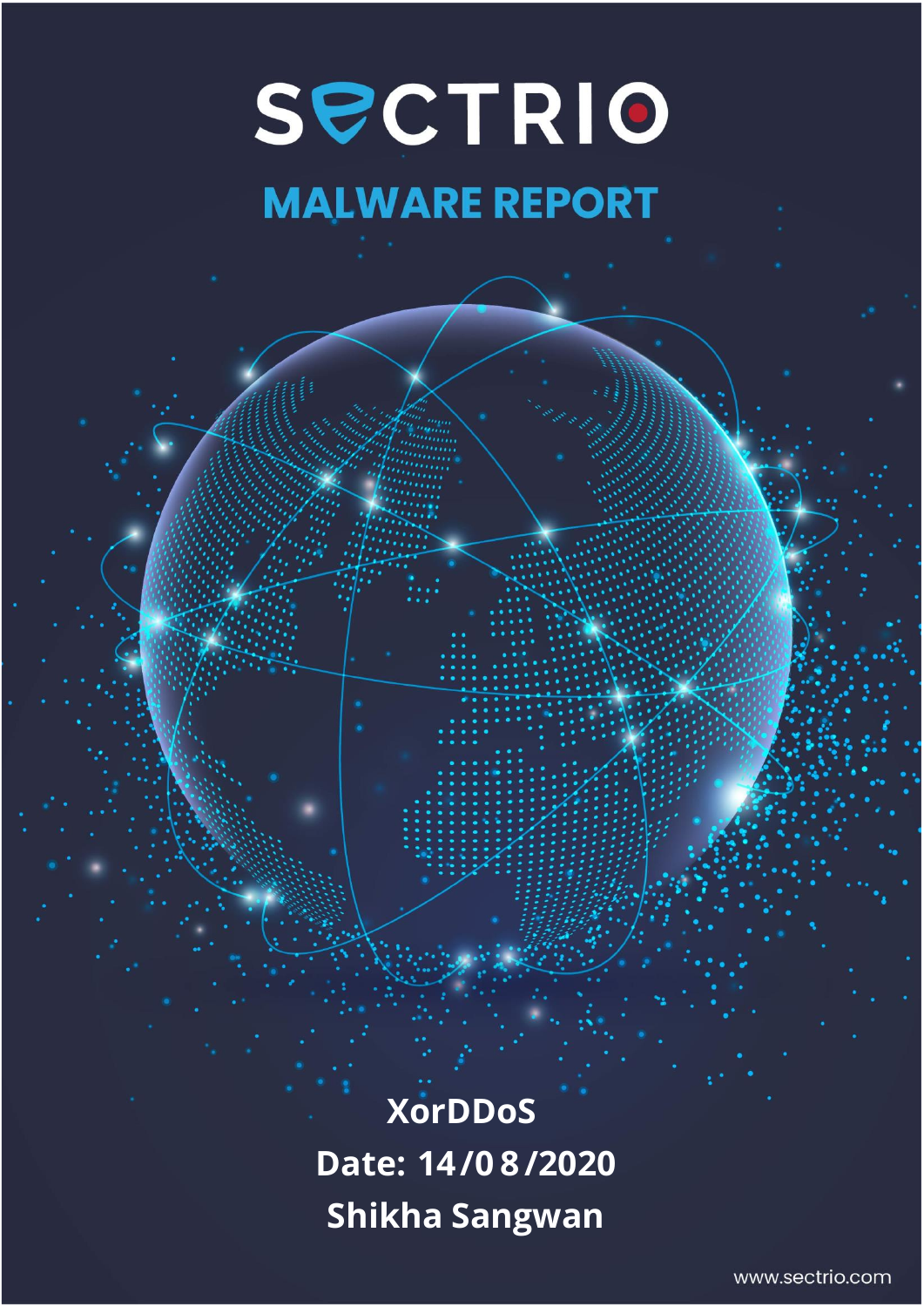# SECTRIO

## MALWARE REPORT

**XorDDoS**

**Date: 14/08/2020**

**Shikha Sangwan**

www.sectrio.com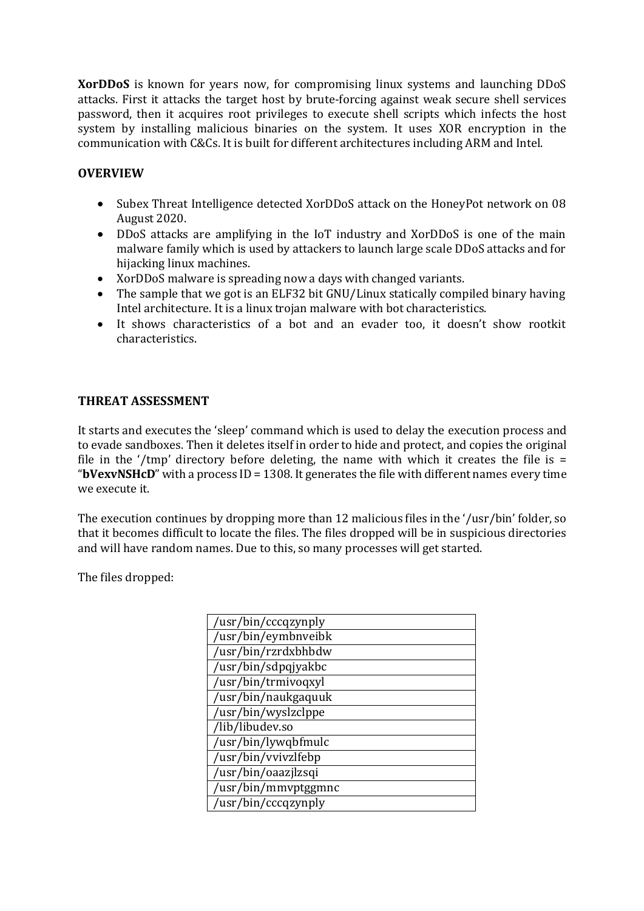**XorDDoS** is known for years now, for compromising linux systems and launching DDoS attacks. First it attacks the target host by brute-forcing against weak secure shell services password, then it acquires root privileges to execute shell scripts which infects the host system by installing malicious binaries on the system. It uses XOR encryption in the communication with C&Cs. It is built for different architectures including ARM and Intel.

## OVERVIEW

- Subex Threat Intelligence detected XorDDoS attack on the HoneyPot network on 08 August 2020.
- DDoS attacks are amplifying in the IoT industry and XorDDoS is one of the main malware family which is used by attackers to launch large scale DDoS attacks and for hijacking linux machines.
- XorDDoS malware is spreading now a days with changed variants.
- The sample that we got is an ELF32 bit GNU/Linux statically compiled binary having Intel architecture. It is a linux trojan malware with bot characteristics.
- It shows characteristics of a bot and an evader too, it doesn't show rootkit characteristics.

## THREAT ASSESSMENT

It starts and executes the 'sleep' command which is used to delay the execution process and to evade sandboxes. Then it deletes itself in order to hide and protect, and copies the original file in the '/tmp' directory before deleting, the name with which it creates the file is = "**bVexvNSHcD**" with a process ID = 1308. It generates the file with different names every time we execute it.

The execution continues by dropping more than 12 malicious files in the '/usr/bin' folder, so that it becomes difficult to locate the files. The files dropped will be in suspicious directories and will have random names. Due to this, so many processes will get started.

The files dropped:

| /usr/bin/cccqzynply |
|---|
| /usr/bin/eymbnveibk |
| /usr/bin/rzrdxbhbdw |
| /usr/bin/sdpqjyakbc |
| /usr/bin/trmivoqxyl |
| /usr/bin/naukgaquuk |
| /usr/bin/wyslzclppe |
| /lib/libudev.so |
| /usr/bin/lywqbfmulc |
| /usr/bin/vvivzlfebp |
| /usr/bin/oaazjlzsqi |
| /usr/bin/mmvptggmnc |
| /usr/bin/cccqzynply |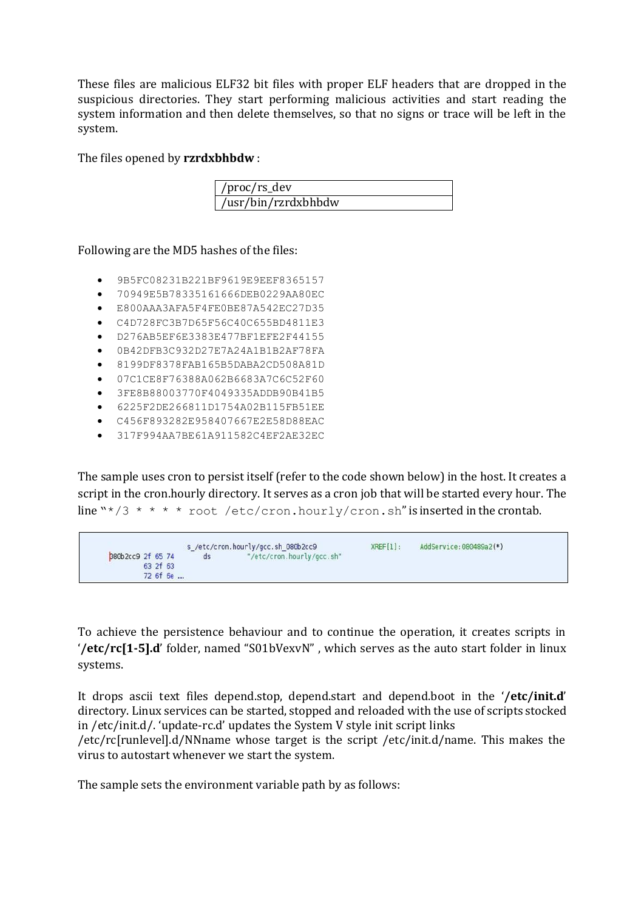These files are malicious ELF32 bit files with proper ELF headers that are dropped in the suspicious directories. They start performing malicious activities and start reading the system information and then delete themselves, so that no signs or trace will be left in the system.

The files opened by **rzrdxbhbdw** :

| /proc/rs_dev |
| --- |
| /usr/bin/rzrdxbhbdw |

Following are the MD5 hashes of the files:

- 9B5FC08231B221BF9619E9EEF8365157
- 70949E5B78335161666DEB0229AA80EC
- E800AAA3AFA5F4FE0BE87A542EC27D35
- C4D728FC3B7D65F56C40C655BD4811E3
- D276AB5EF6E3383E477BF1EFE2F44155
- 0B42DFB3C932D27E7A24A1B1B2AF78FA
- 8199DF8378FAB165B5DABA2CD508A81D
- 07C1CE8F76388A062B6683A7C6C52F60
- 3FE8B88003770F4049335ADDB90B41B5
- 6225F2DE266811D1754A02B115FB51EE
- C456F893282E958407667E2E58D88EAC
- 317F994AA7BE61A911582C4EF2AE32EC

The sample uses cron to persist itself (refer to the code shown below) in the host. It creates a script in the cron.hourly directory. It serves as a cron job that will be started every hour. The line "`*/3 * * * * root /etc/cron.hourly/cron.sh`" is inserted in the crontab.

```
                    s_/etc/cron.hourly/gcc.sh_080b2cc9          XREF[1]:     AddService:080489a2(*)
080b2cc9 2f 65 74        ds         "/etc/cron.hourly/gcc.sh"
         63 2f 63
         72 6f 6e ...
```

To achieve the persistence behaviour and to continue the operation, it creates scripts in '**/etc/rc[1-5].d**' folder, named "S01bVexvN" , which serves as the auto start folder in linux systems.

It drops ascii text files depend.stop, depend.start and depend.boot in the '**/etc/init.d**' directory. Linux services can be started, stopped and reloaded with the use of scripts stocked in /etc/init.d/. 'update-rc.d' updates the System V style init script links /etc/rc[runlevel].d/NNname whose target is the script /etc/init.d/name. This makes the virus to autostart whenever we start the system.

The sample sets the environment variable path by as follows: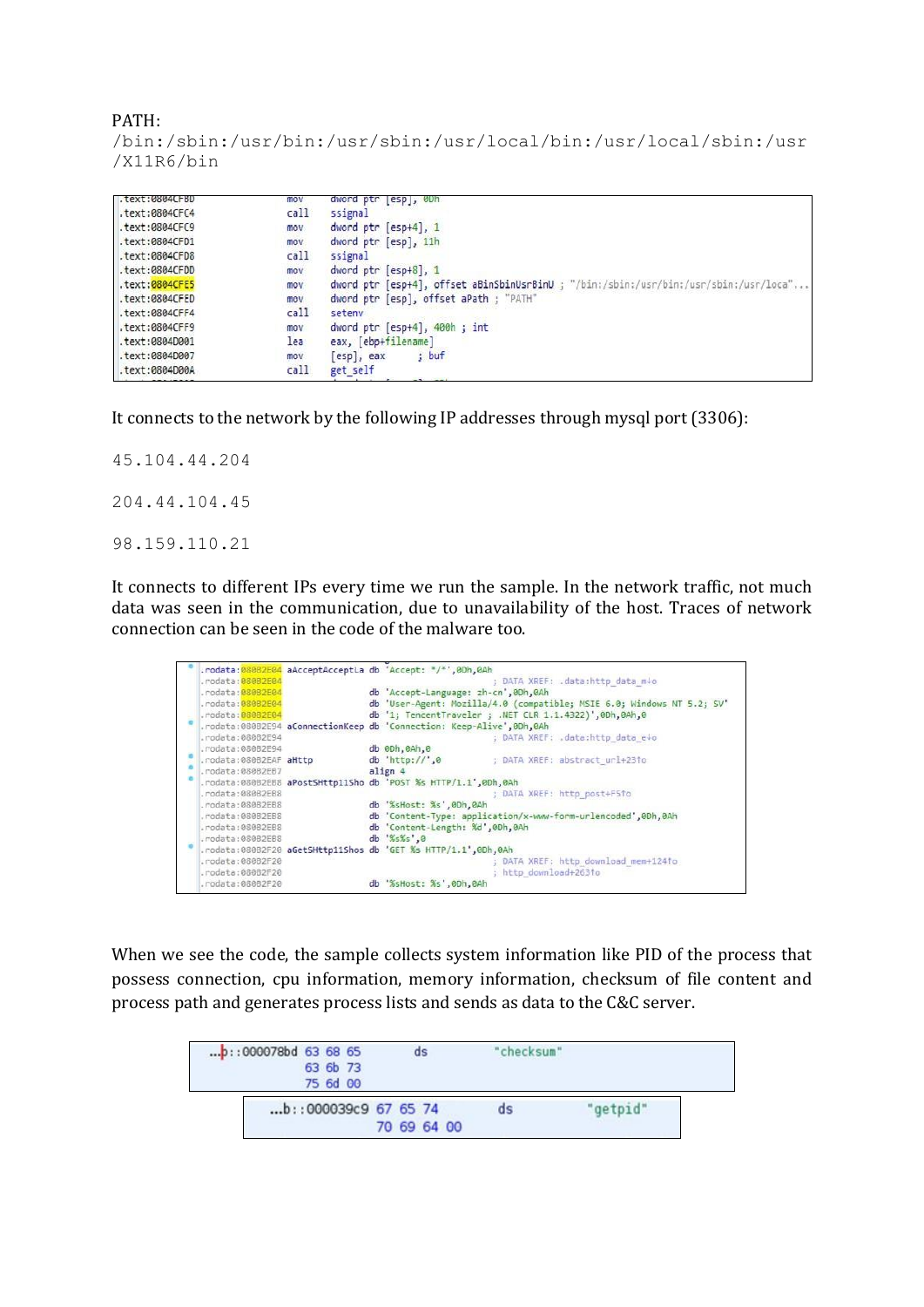PATH:
/bin:/sbin:/usr/bin:/usr/sbin:/usr/local/bin:/usr/local/sbin:/usr/X11R6/bin

```
.text:0804CFBD                 mov     dword ptr [esp], 0Dh
.text:0804CFC4                 call    ssignal
.text:0804CFC9                 mov     dword ptr [esp+4], 1
.text:0804CFD1                 mov     dword ptr [esp], 11h
.text:0804CFD8                 call    ssignal
.text:0804CFDD                 mov     dword ptr [esp+8], 1
.text:0804CFE5                 mov     dword ptr [esp+4], offset aBinSbinUsrBinU ; "/bin:/sbin:/usr/bin:/usr/sbin:/usr/loca"...
.text:0804CFED                 mov     dword ptr [esp], offset aPath ; "PATH"
.text:0804CFF4                 call    setenv
.text:0804CFF9                 mov     dword ptr [esp+4], 400h ; int
.text:0804D001                 lea     eax, [ebp+filename]
.text:0804D007                 mov     [esp], eax      ; buf
.text:0804D00A                 call    get_self
```

It connects to the network by the following IP addresses through mysql port (3306):

45.104.44.204

204.44.104.45

98.159.110.21

It connects to different IPs every time we run the sample. In the network traffic, not much data was seen in the communication, due to unavailability of the host. Traces of network connection can be seen in the code of the malware too.

```
.rodata:08082E04 aAcceptAcceptLa db 'Accept: */*',0Dh,0Ah
.rodata:08082E04                                          ; DATA XREF: .data:http_data_m+o
.rodata:08082E04                 db 'Accept-Language: zh-cn',0Dh,0Ah
.rodata:08082E04                 db 'User-Agent: Mozilla/4.0 (compatible; MSIE 6.0; Windows NT 5.2; SV'
.rodata:08082E04                 db '1; TencentTraveler ; .NET CLR 1.1.4322)',0Dh,0Ah,0
.rodata:08082E94 aConnectionKeep db 'Connection: Keep-Alive',0Dh,0Ah
.rodata:08082E94                                          ; DATA XREF: .data:http_data_e+o
.rodata:08082E94                 db 0Dh,0Ah,0
.rodata:08082EAF aHttp           db 'http://',0           ; DATA XREF: abstract_url+23to
.rodata:08082EB7                 align 4
.rodata:08082EB8 aPostSHttp11Sho db 'POST %s HTTP/1.1',0Dh,0Ah
.rodata:08082EB8                                          ; DATA XREF: http_post+F5to
.rodata:08082EB8                 db '%sHost: %s',0Dh,0Ah
.rodata:08082EB8                 db 'Content-Type: application/x-www-form-urlencoded',0Dh,0Ah
.rodata:08082EB8                 db 'Content-Length: %d',0Dh,0Ah
.rodata:08082EB8                 db '%s%s',0
.rodata:08082F20 aGetSHttp11Shos db 'GET %s HTTP/1.1',0Dh,0Ah
.rodata:08082F20                                          ; DATA XREF: http_download_mem+124to
.rodata:08082F20                                          ; http_download+263to
.rodata:08082F20                 db '%sHost: %s',0Dh,0Ah
```

When we see the code, the sample collects system information like PID of the process that possess connection, cpu information, memory information, checksum of file content and process path and generates process lists and sends as data to the C&C server.

```
...b::000078bd 63 68 65        ds      "checksum"
               63 6b 73
               75 6d 00
```

```
...b::000039c9 67 65 74        ds      "getpid"
               70 69 64 00
```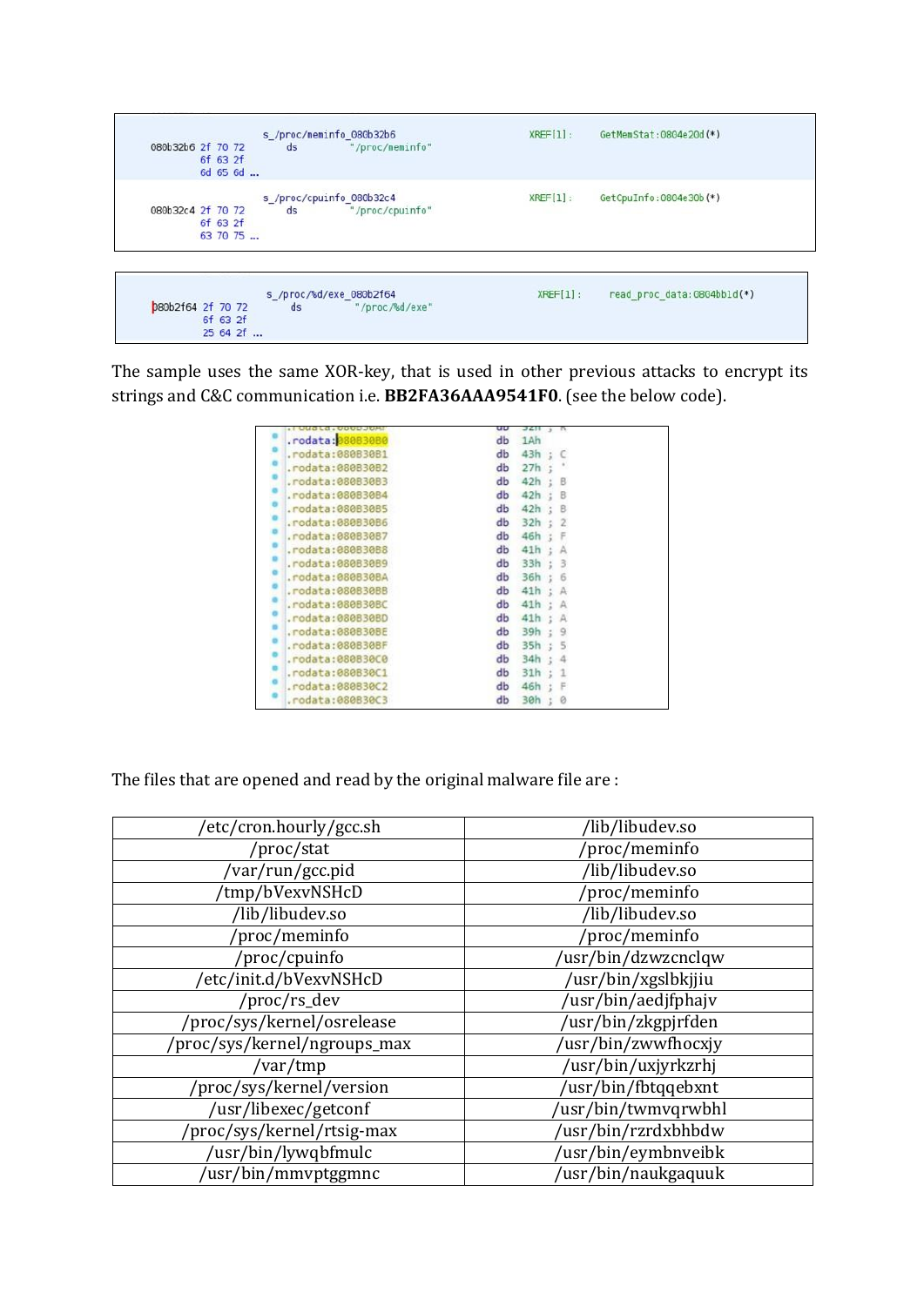```
                    s_/proc/meminfo_080b32b6                      XREF[1]:     GetMemStat:0804e20d(*)
080b32b6 2f 70 72      ds          "/proc/meminfo"
         6f 63 2f
         6d 65 6d ...

                    s_/proc/cpuinfo_080b32c4                      XREF[1]:     GetCpuInfo:0804e30b(*)
080b32c4 2f 70 72      ds          "/proc/cpuinfo"
         6f 63 2f
         63 70 75 ...
```

```
                    s_/proc/%d/exe_080b2f64                       XREF[1]:     read_proc_data:0804bb1d(*)
080b2f64 2f 70 72      ds          "/proc/%d/exe"
         6f 63 2f
         25 64 2f ...
```

The sample uses the same XOR-key, that is used in other previous attacks to encrypt its strings and C&C communication i.e. **BB2FA36AAA9541F0**. (see the below code).

```
.rodata:080B30B0        db  1Ah
.rodata:080B30B1        db  43h ; C
.rodata:080B30B2        db  27h ; '
.rodata:080B30B3        db  42h ; B
.rodata:080B30B4        db  42h ; B
.rodata:080B30B5        db  42h ; B
.rodata:080B30B6        db  32h ; 2
.rodata:080B30B7        db  46h ; F
.rodata:080B30B8        db  41h ; A
.rodata:080B30B9        db  33h ; 3
.rodata:080B30BA        db  36h ; 6
.rodata:080B30BB        db  41h ; A
.rodata:080B30BC        db  41h ; A
.rodata:080B30BD        db  41h ; A
.rodata:080B30BE        db  39h ; 9
.rodata:080B30BF        db  35h ; 5
.rodata:080B30C0        db  34h ; 4
.rodata:080B30C1        db  31h ; 1
.rodata:080B30C2        db  46h ; F
.rodata:080B30C3        db  30h ; 0
```

The files that are opened and read by the original malware file are :

| | |
|---|---|
| /etc/cron.hourly/gcc.sh | /lib/libudev.so |
| /proc/stat | /proc/meminfo |
| /var/run/gcc.pid | /lib/libudev.so |
| /tmp/bVexvNSHcD | /proc/meminfo |
| /lib/libudev.so | /lib/libudev.so |
| /proc/meminfo | /proc/meminfo |
| /proc/cpuinfo | /usr/bin/dzwzcnclqw |
| /etc/init.d/bVexvNSHcD | /usr/bin/xgslbkjjiu |
| /proc/rs_dev | /usr/bin/aedjfphajv |
| /proc/sys/kernel/osrelease | /usr/bin/zkgpjrfden |
| /proc/sys/kernel/ngroups_max | /usr/bin/zwwfhocxjy |
| /var/tmp | /usr/bin/uxjyrkzrhj |
| /proc/sys/kernel/version | /usr/bin/fbtqqebxnt |
| /usr/libexec/getconf | /usr/bin/twmvqrwbhl |
| /proc/sys/kernel/rtsig-max | /usr/bin/rzrdxbhbdw |
| /usr/bin/lywqbfmulc | /usr/bin/eymbnveibk |
| /usr/bin/mmvptggmnc | /usr/bin/naukgaquuk |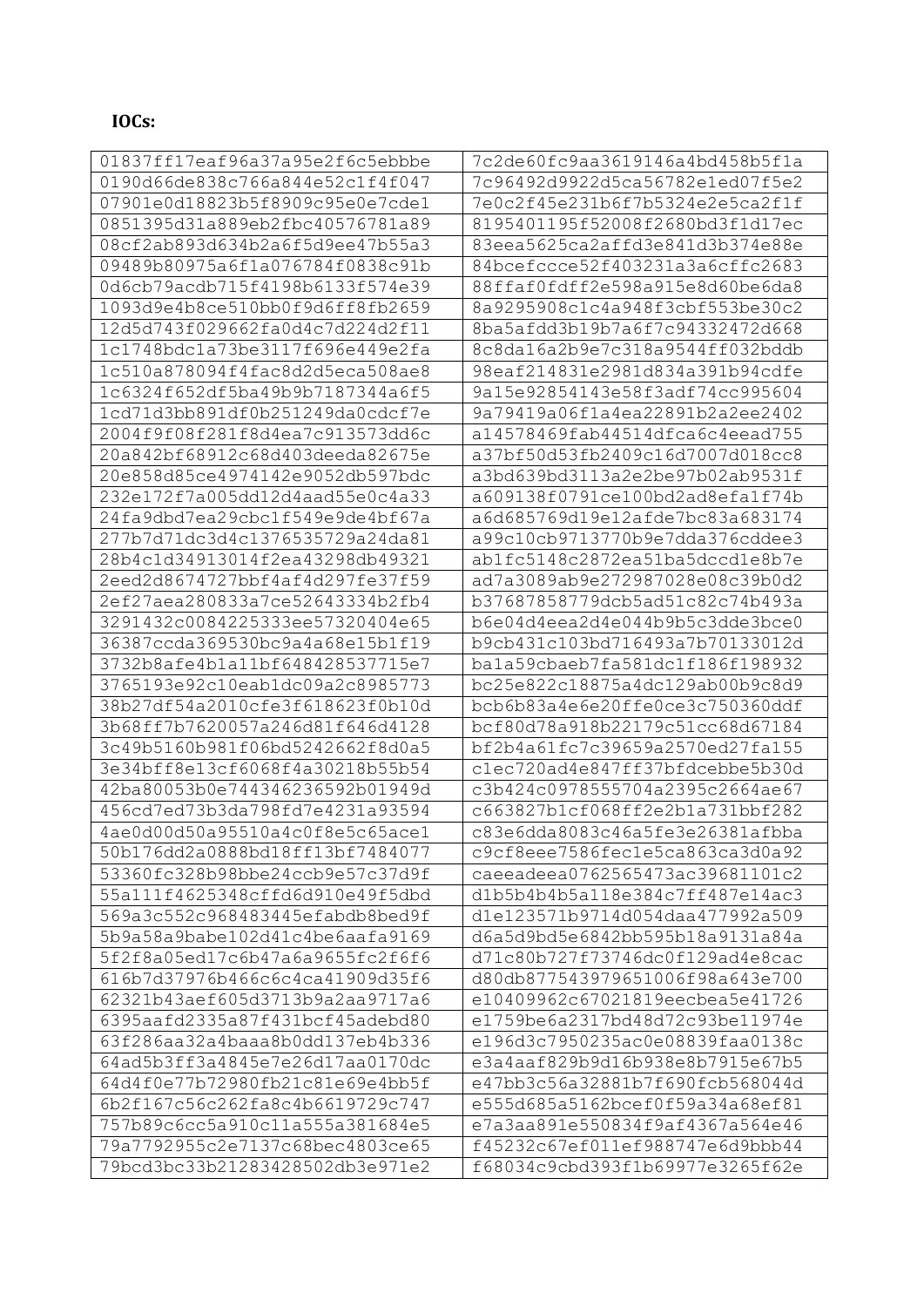**IOCs:**

| 01837ff17eaf96a37a95e2f6c5ebbbe | 7c2de60fc9aa3619146a4bd458b5f1a |
|---|---|
| 0190d66de838c766a844e52c1f4f047 | 7c96492d9922d5ca56782e1ed07f5e2 |
| 07901e0d18823b5f8909c95e0e7cde1 | 7e0c2f45e231b6f7b5324e2e5ca2f1f |
| 0851395d31a889eb2fbc40576781a89 | 8195401195f52008f2680bd3f1d17ec |
| 08cf2ab893d634b2a6f5d9ee47b55a3 | 83eea5625ca2affd3e841d3b374e88e |
| 09489b80975a6f1a076784f0838c91b | 84bcefccce52f403231a3a6cffc2683 |
| 0d6cb79acdb715f4198b6133f574e39 | 88ffaf0fdff2e598a915e8d60be6da8 |
| 1093d9e4b8ce510bb0f9d6ff8fb2659 | 8a9295908c1c4a948f3cbf553be30c2 |
| 12d5d743f029662fa0d4c7d224d2f11 | 8ba5afdd3b19b7a6f7c94332472d668 |
| 1c1748bdc1a73be3117f696e449e2fa | 8c8da16a2b9e7c318a9544ff032bddb |
| 1c510a878094f4fac8d2d5eca508ae8 | 98eaf214831e2981d834a391b94cdfe |
| 1c6324f652df5ba49b9b7187344a6f5 | 9a15e92854143e58f3adf74cc995604 |
| 1cd71d3bb891df0b251249da0cdcf7e | 9a79419a06f1a4ea22891b2a2ee2402 |
| 2004f9f08f281f8d4ea7c913573dd6c | a14578469fab44514dfca6c4eead755 |
| 20a842bf68912c68d403deeda82675e | a37bf50d53fb2409c16d7007d018cc8 |
| 20e858d85ce4974142e9052db597bdc | a3bd639bd3113a2e2be97b02ab9531f |
| 232e172f7a005dd12d4aad55e0c4a33 | a609138f0791ce100bd2ad8efa1f74b |
| 24fa9dbd7ea29cbc1f549e9de4bf67a | a6d685769d19e12afde7bc83a683174 |
| 277b7d71dc3d4c1376535729a24da81 | a99c10cb9713770b9e7dda376cddee3 |
| 28b4c1d34913014f2ea43298db49321 | ab1fc5148c2872ea51ba5dccd1e8b7e |
| 2eed2d8674727bbf4af4d297fe37f59 | ad7a3089ab9e272987028e08c39b0d2 |
| 2ef27aea280833a7ce52643334b2fb4 | b37687858779dcb5ad51c82c74b493a |
| 3291432c0084225333ee57320404e65 | b6e04d4eea2d4e044b9b5c3dde3bce0 |
| 36387ccda369530bc9a4a68e15b1f19 | b9cb431c103bd716493a7b70133012d |
| 3732b8afe4b1a11bf648428537715e7 | ba1a59cbaeb7fa581dc1f186f198932 |
| 3765193e92c10eab1dc09a2c8985773 | bc25e822c18875a4dc129ab00b9c8d9 |
| 38b27df54a2010cfe3f618623f0b10d | bcb6b83a4e6e20ffe0ce3c750360ddf |
| 3b68ff7b7620057a246d81f646d4128 | bcf80d78a918b22179c51cc68d67184 |
| 3c49b5160b981f06bd5242662f8d0a5 | bf2b4a61fc7c39659a2570ed27fa155 |
| 3e34bff8e13cf6068f4a30218b55b54 | c1ec720ad4e847ff37bfdcebbe5b30d |
| 42ba80053b0e744346236592b01949d | c3b424c0978555704a2395c2664ae67 |
| 456cd7ed73b3da798fd7e4231a93594 | c663827b1cf068ff2e2b1a731bbf282 |
| 4ae0d00d50a95510a4c0f8e5c65ace1 | c83e6dda8083c46a5fe3e26381afbba |
| 50b176dd2a0888bd18ff13bf7484077 | c9cf8eee7586fec1e5ca863ca3d0a92 |
| 53360fc328b98bbe24ccb9e57c37d9f | caeeadeea0762565473ac39681101c2 |
| 55a111f4625348cffd6d910e49f5dbd | d1b5b4b4b5a118e384c7ff487e14ac3 |
| 569a3c552c968483445efabdb8bed9f | d1e123571b9714d054daa477992a509 |
| 5b9a58a9babe102d41c4be6aafa9169 | d6a5d9bd5e6842bb595b18a9131a84a |
| 5f2f8a05ed17c6b47a6a9655fc2f6f6 | d71c80b727f73746dc0f129ad4e8cac |
| 616b7d37976b466c6c4ca41909d35f6 | d80db877543979651006f98a643e700 |
| 62321b43aef605d3713b9a2aa9717a6 | e10409962c67021819eecbea5e41726 |
| 6395aafd2335a87f431bcf45adebd80 | e1759be6a2317bd48d72c93be11974e |
| 63f286aa32a4baaa8b0dd137eb4b336 | e196d3c7950235ac0e08839faa0138c |
| 64ad5b3ff3a4845e7e26d17aa0170dc | e3a4aaf829b9d16b938e8b7915e67b5 |
| 64d4f0e77b72980fb21c81e69e4bb5f | e47bb3c56a32881b7f690fcb568044d |
| 6b2f167c56c262fa8c4b6619729c747 | e555d685a5162bcef0f59a34a68ef81 |
| 757b89c6cc5a910c11a555a381684e5 | e7a3aa891e550834f9af4367a564e46 |
| 79a7792955c2e7137c68bec4803ce65 | f45232c67ef011ef988747e6d9bbb44 |
| 79bcd3bc33b21283428502db3e971e2 | f68034c9cbd393f1b69977e3265f62e |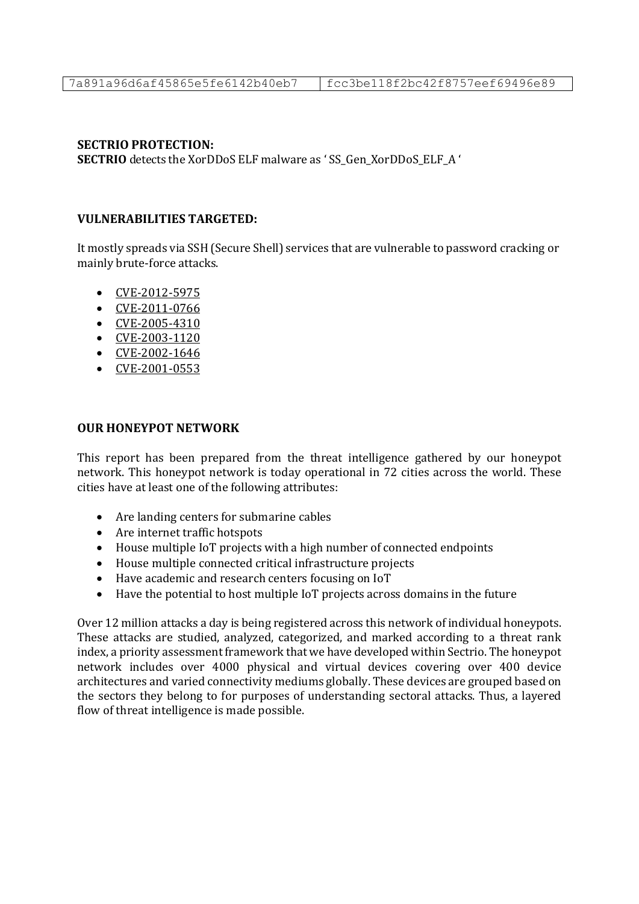| | |
|---|---|
| 7a891a96d6af45865e5fe6142b40eb7 | fcc3be118f2bc42f8757eef69496e89 |

**SECTRIO PROTECTION:**
**SECTRIO** detects the XorDDoS ELF malware as ' SS_Gen_XorDDoS_ELF_A '

**VULNERABILITIES TARGETED:**

It mostly spreads via SSH (Secure Shell) services that are vulnerable to password cracking or mainly brute-force attacks.

- CVE-2012-5975
- CVE-2011-0766
- CVE-2005-4310
- CVE-2003-1120
- CVE-2002-1646
- CVE-2001-0553

**OUR HONEYPOT NETWORK**

This report has been prepared from the threat intelligence gathered by our honeypot network. This honeypot network is today operational in 72 cities across the world. These cities have at least one of the following attributes:

- Are landing centers for submarine cables
- Are internet traffic hotspots
- House multiple IoT projects with a high number of connected endpoints
- House multiple connected critical infrastructure projects
- Have academic and research centers focusing on IoT
- Have the potential to host multiple IoT projects across domains in the future

Over 12 million attacks a day is being registered across this network of individual honeypots. These attacks are studied, analyzed, categorized, and marked according to a threat rank index, a priority assessment framework that we have developed within Sectrio. The honeypot network includes over 4000 physical and virtual devices covering over 400 device architectures and varied connectivity mediums globally. These devices are grouped based on the sectors they belong to for purposes of understanding sectoral attacks. Thus, a layered flow of threat intelligence is made possible.